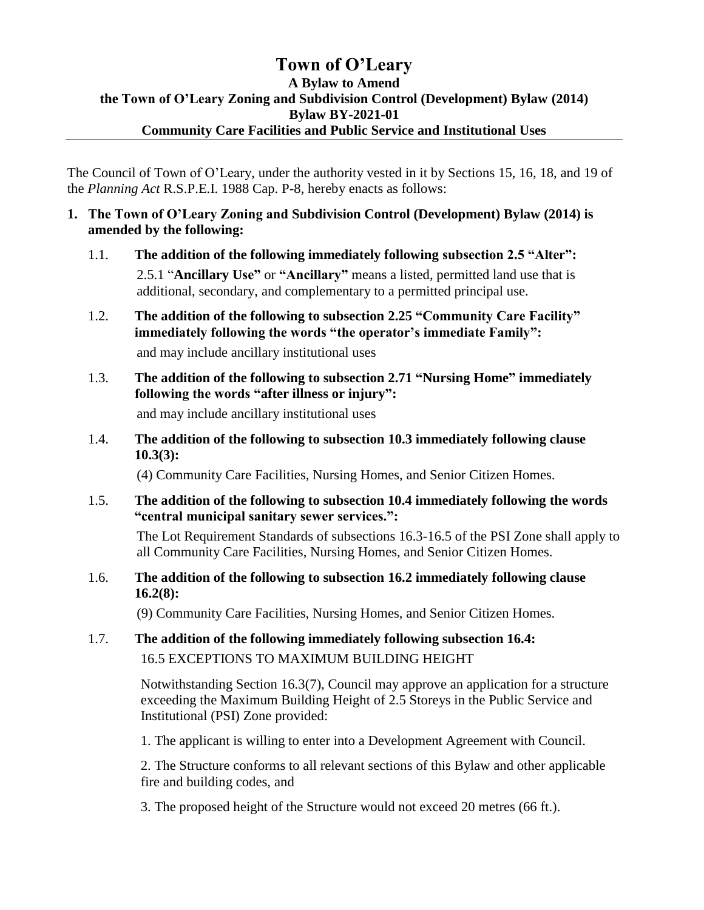# Town of O'Leary

## A Bylaw to Amend the Town of O'Leary Zoning and Subdivision Control (Development) Bylaw (2014) Bylaw BY-2021-01 Community Care Facilities and Public Service and Institutional Uses

---

The Council of Town of O'Leary, under the authority vested in it by Sections 15, 16, 18, and 19 of the *Planning Act* R.S.P.E.I. 1988 Cap. P-8, hereby enacts as follows:

**1. The Town of O'Leary Zoning and Subdivision Control (Development) Bylaw (2014) is amended by the following:**

1.1. **The addition of the following immediately following subsection 2.5 "Alter":**

2.5.1 "**Ancillary Use**" or "**Ancillary**" means a listed, permitted land use that is additional, secondary, and complementary to a permitted principal use.

1.2. **The addition of the following to subsection 2.25 "Community Care Facility" immediately following the words "the operator's immediate Family":**

and may include ancillary institutional uses

1.3. **The addition of the following to subsection 2.71 "Nursing Home" immediately following the words "after illness or injury":**

and may include ancillary institutional uses

1.4. **The addition of the following to subsection 10.3 immediately following clause 10.3(3):**

(4) Community Care Facilities, Nursing Homes, and Senior Citizen Homes.

1.5. **The addition of the following to subsection 10.4 immediately following the words "central municipal sanitary sewer services.":**

The Lot Requirement Standards of subsections 16.3-16.5 of the PSI Zone shall apply to all Community Care Facilities, Nursing Homes, and Senior Citizen Homes.

1.6. **The addition of the following to subsection 16.2 immediately following clause 16.2(8):**

(9) Community Care Facilities, Nursing Homes, and Senior Citizen Homes.

1.7. **The addition of the following immediately following subsection 16.4:**

16.5 EXCEPTIONS TO MAXIMUM BUILDING HEIGHT

Notwithstanding Section 16.3(7), Council may approve an application for a structure exceeding the Maximum Building Height of 2.5 Storeys in the Public Service and Institutional (PSI) Zone provided:

1. The applicant is willing to enter into a Development Agreement with Council.

2. The Structure conforms to all relevant sections of this Bylaw and other applicable fire and building codes, and

3. The proposed height of the Structure would not exceed 20 metres (66 ft.).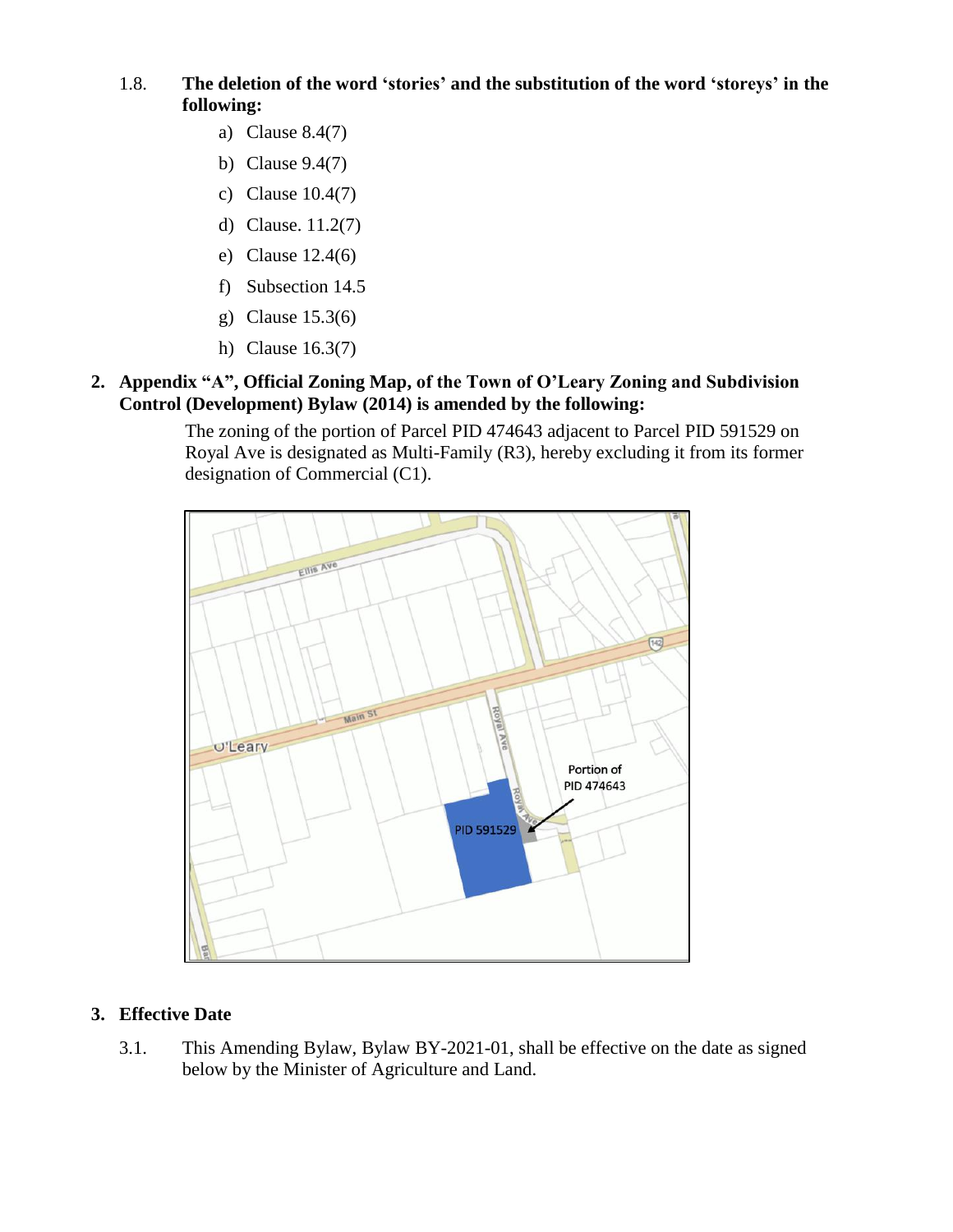1.8. **The deletion of the word 'stories' and the substitution of the word 'storeys' in the following:**

a) Clause 8.4(7)

b) Clause 9.4(7)

c) Clause 10.4(7)

d) Clause. 11.2(7)

e) Clause 12.4(6)

f) Subsection 14.5

g) Clause 15.3(6)

h) Clause 16.3(7)

**2. Appendix "A", Official Zoning Map, of the Town of O'Leary Zoning and Subdivision Control (Development) Bylaw (2014) is amended by the following:**

The zoning of the portion of Parcel PID 474643 adjacent to Parcel PID 591529 on Royal Ave is designated as Multi-Family (R3), hereby excluding it from its former designation of Commercial (C1).

## 3. Effective Date

3.1. This Amending Bylaw, Bylaw BY-2021-01, shall be effective on the date as signed below by the Minister of Agriculture and Land.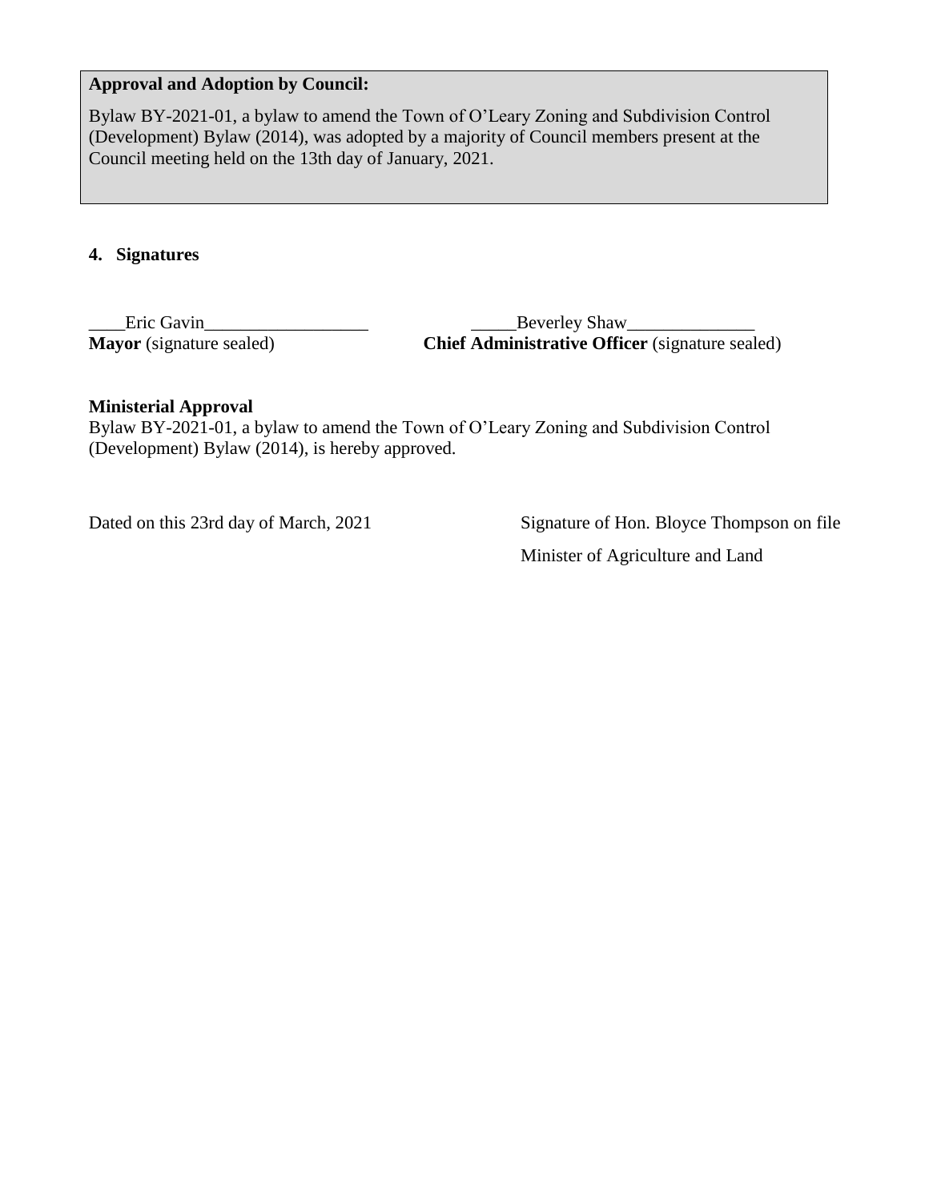**Approval and Adoption by Council:**

Bylaw BY-2021-01, a bylaw to amend the Town of O'Leary Zoning and Subdivision Control (Development) Bylaw (2014), was adopted by a majority of Council members present at the Council meeting held on the 13th day of January, 2021.

## 4. Signatures

| | |
|---|---|
| ____Eric Gavin__________________ | _____Beverley Shaw______________ |
| **Mayor** (signature sealed) | **Chief Administrative Officer** (signature sealed) |

**Ministerial Approval**

Bylaw BY-2021-01, a bylaw to amend the Town of O'Leary Zoning and Subdivision Control (Development) Bylaw (2014), is hereby approved.

Dated on this 23rd day of March, 2021

Signature of Hon. Bloyce Thompson on file

Minister of Agriculture and Land